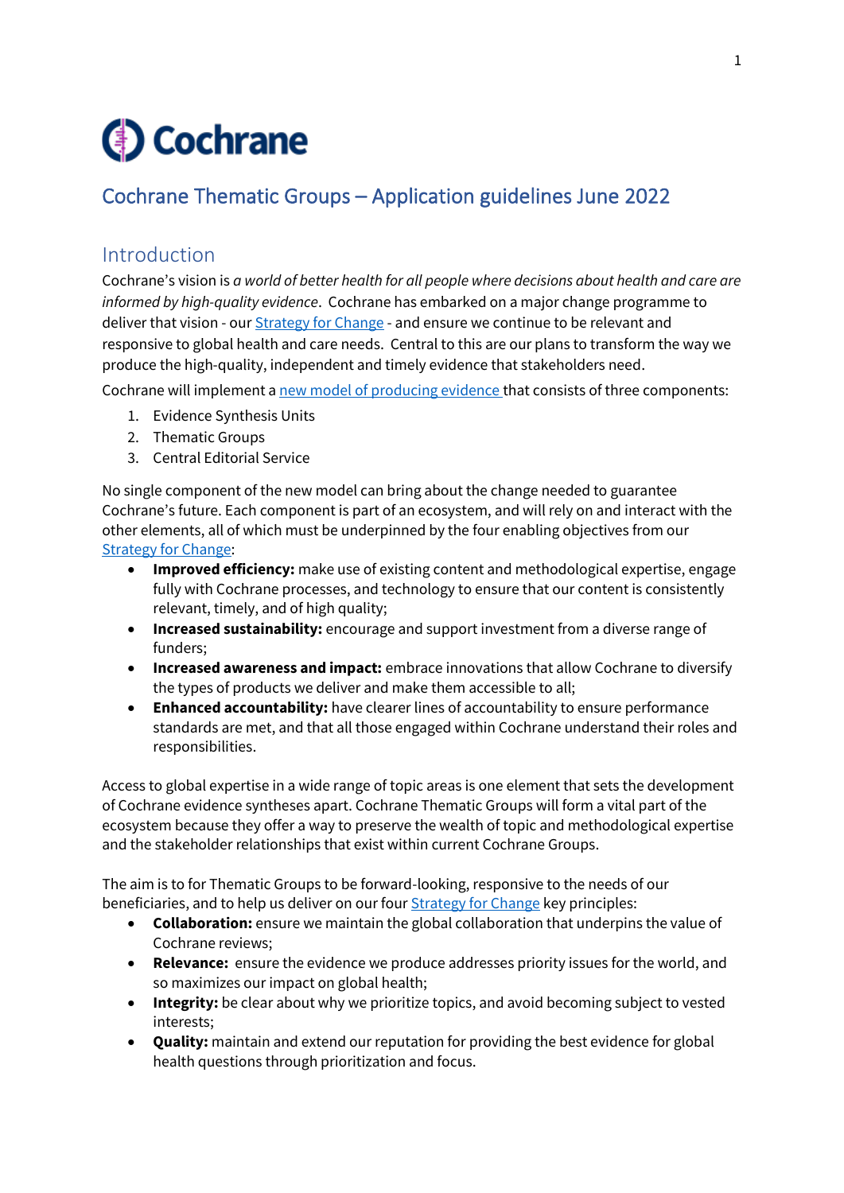# Cochrane

## Cochrane Thematic Groups – Application guidelines June 2022

## Introduction

Cochrane's vision is *a world of better health for all people where decisions about health and care are informed by high-quality evidence*. Cochrane has embarked on a major change programme to deliver that vision - our Strategy for Change - and ensure we continue to be relevant and responsive to global health and care needs. Central to this are our plans to transform the way we produce the high-quality, independent and timely evidence that stakeholders need.

Cochrane will implement a new model of producing evidence that consists of three components:

1. Evidence Synthesis Units
2. Thematic Groups
3. Central Editorial Service

No single component of the new model can bring about the change needed to guarantee Cochrane's future. Each component is part of an ecosystem, and will rely on and interact with the other elements, all of which must be underpinned by the four enabling objectives from our Strategy for Change:

- **Improved efficiency:** make use of existing content and methodological expertise, engage fully with Cochrane processes, and technology to ensure that our content is consistently relevant, timely, and of high quality;
- **Increased sustainability:** encourage and support investment from a diverse range of funders;
- **Increased awareness and impact:** embrace innovations that allow Cochrane to diversify the types of products we deliver and make them accessible to all;
- **Enhanced accountability:** have clearer lines of accountability to ensure performance standards are met, and that all those engaged within Cochrane understand their roles and responsibilities.

Access to global expertise in a wide range of topic areas is one element that sets the development of Cochrane evidence syntheses apart. Cochrane Thematic Groups will form a vital part of the ecosystem because they offer a way to preserve the wealth of topic and methodological expertise and the stakeholder relationships that exist within current Cochrane Groups.

The aim is to for Thematic Groups to be forward-looking, responsive to the needs of our beneficiaries, and to help us deliver on our four Strategy for Change key principles:

- **Collaboration:** ensure we maintain the global collaboration that underpins the value of Cochrane reviews;
- **Relevance:** ensure the evidence we produce addresses priority issues for the world, and so maximizes our impact on global health;
- **Integrity:** be clear about why we prioritize topics, and avoid becoming subject to vested interests;
- **Quality:** maintain and extend our reputation for providing the best evidence for global health questions through prioritization and focus.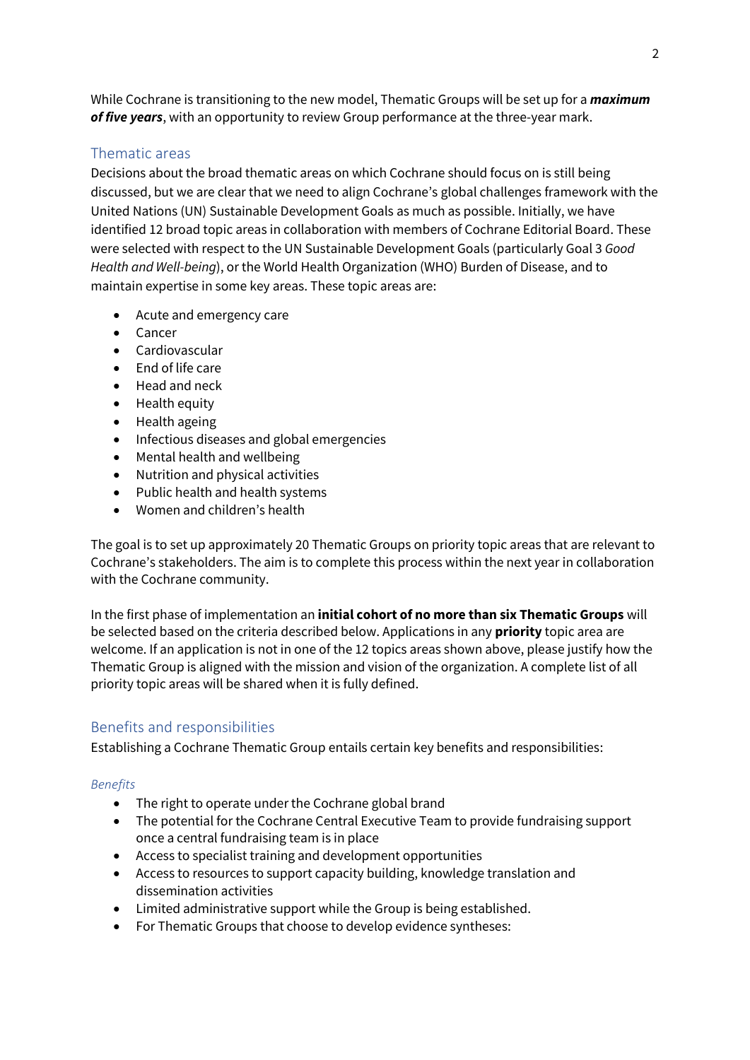While Cochrane is transitioning to the new model, Thematic Groups will be set up for a ***maximum of five years***, with an opportunity to review Group performance at the three-year mark.

## Thematic areas

Decisions about the broad thematic areas on which Cochrane should focus on is still being discussed, but we are clear that we need to align Cochrane's global challenges framework with the United Nations (UN) Sustainable Development Goals as much as possible. Initially, we have identified 12 broad topic areas in collaboration with members of Cochrane Editorial Board. These were selected with respect to the UN Sustainable Development Goals (particularly Goal 3 *Good Health and Well-being*), or the World Health Organization (WHO) Burden of Disease, and to maintain expertise in some key areas. These topic areas are:

- Acute and emergency care
- Cancer
- Cardiovascular
- End of life care
- Head and neck
- Health equity
- Health ageing
- Infectious diseases and global emergencies
- Mental health and wellbeing
- Nutrition and physical activities
- Public health and health systems
- Women and children's health

The goal is to set up approximately 20 Thematic Groups on priority topic areas that are relevant to Cochrane's stakeholders. The aim is to complete this process within the next year in collaboration with the Cochrane community.

In the first phase of implementation an **initial cohort of no more than six Thematic Groups** will be selected based on the criteria described below. Applications in any **priority** topic area are welcome. If an application is not in one of the 12 topics areas shown above, please justify how the Thematic Group is aligned with the mission and vision of the organization. A complete list of all priority topic areas will be shared when it is fully defined.

## Benefits and responsibilities

Establishing a Cochrane Thematic Group entails certain key benefits and responsibilities:

### *Benefits*

- The right to operate under the Cochrane global brand
- The potential for the Cochrane Central Executive Team to provide fundraising support once a central fundraising team is in place
- Access to specialist training and development opportunities
- Access to resources to support capacity building, knowledge translation and dissemination activities
- Limited administrative support while the Group is being established.
- For Thematic Groups that choose to develop evidence syntheses: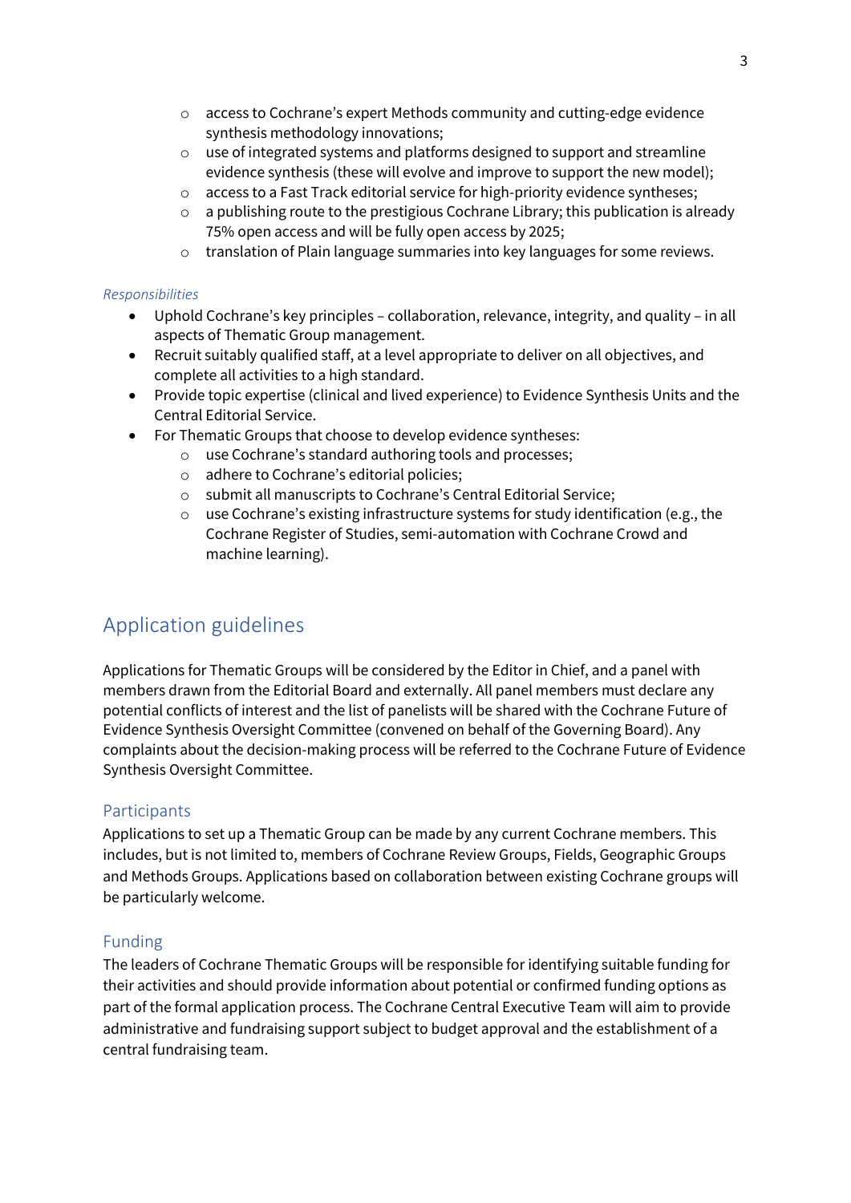- access to Cochrane's expert Methods community and cutting-edge evidence synthesis methodology innovations;
  - use of integrated systems and platforms designed to support and streamline evidence synthesis (these will evolve and improve to support the new model);
  - access to a Fast Track editorial service for high-priority evidence syntheses;
  - a publishing route to the prestigious Cochrane Library; this publication is already 75% open access and will be fully open access by 2025;
  - translation of Plain language summaries into key languages for some reviews.

*Responsibilities*

- Uphold Cochrane's key principles – collaboration, relevance, integrity, and quality – in all aspects of Thematic Group management.
- Recruit suitably qualified staff, at a level appropriate to deliver on all objectives, and complete all activities to a high standard.
- Provide topic expertise (clinical and lived experience) to Evidence Synthesis Units and the Central Editorial Service.
- For Thematic Groups that choose to develop evidence syntheses:
  - use Cochrane's standard authoring tools and processes;
  - adhere to Cochrane's editorial policies;
  - submit all manuscripts to Cochrane's Central Editorial Service;
  - use Cochrane's existing infrastructure systems for study identification (e.g., the Cochrane Register of Studies, semi-automation with Cochrane Crowd and machine learning).

## Application guidelines

Applications for Thematic Groups will be considered by the Editor in Chief, and a panel with members drawn from the Editorial Board and externally. All panel members must declare any potential conflicts of interest and the list of panelists will be shared with the Cochrane Future of Evidence Synthesis Oversight Committee (convened on behalf of the Governing Board). Any complaints about the decision-making process will be referred to the Cochrane Future of Evidence Synthesis Oversight Committee.

### Participants

Applications to set up a Thematic Group can be made by any current Cochrane members. This includes, but is not limited to, members of Cochrane Review Groups, Fields, Geographic Groups and Methods Groups. Applications based on collaboration between existing Cochrane groups will be particularly welcome.

### Funding

The leaders of Cochrane Thematic Groups will be responsible for identifying suitable funding for their activities and should provide information about potential or confirmed funding options as part of the formal application process. The Cochrane Central Executive Team will aim to provide administrative and fundraising support subject to budget approval and the establishment of a central fundraising team.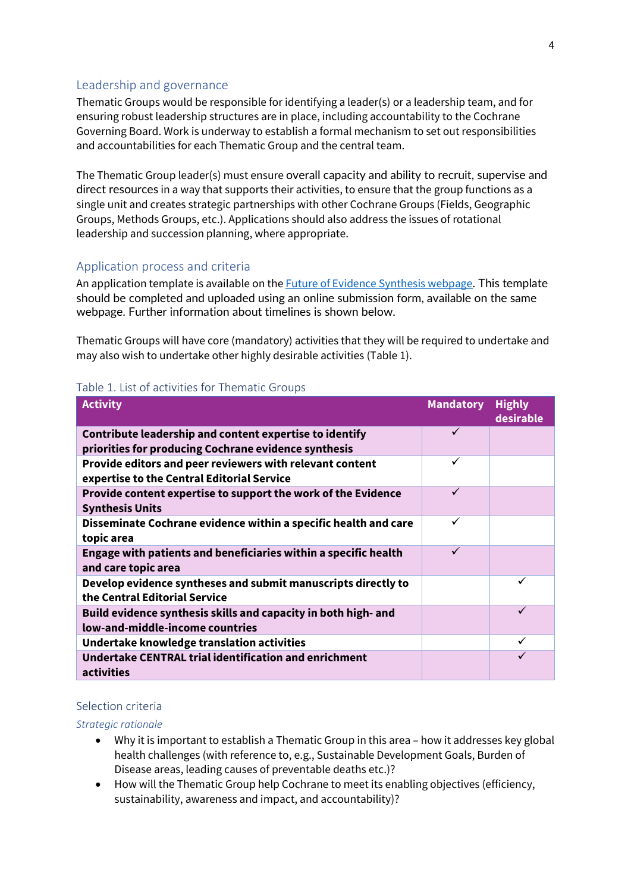## Leadership and governance

Thematic Groups would be responsible for identifying a leader(s) or a leadership team, and for ensuring robust leadership structures are in place, including accountability to the Cochrane Governing Board. Work is underway to establish a formal mechanism to set out responsibilities and accountabilities for each Thematic Group and the central team.

The Thematic Group leader(s) must ensure overall capacity and ability to recruit, supervise and direct resources in a way that supports their activities, to ensure that the group functions as a single unit and creates strategic partnerships with other Cochrane Groups (Fields, Geographic Groups, Methods Groups, etc.). Applications should also address the issues of rotational leadership and succession planning, where appropriate.

## Application process and criteria

An application template is available on the [Future of Evidence Synthesis webpage](). This template should be completed and uploaded using an online submission form, available on the same webpage. Further information about timelines is shown below.

Thematic Groups will have core (mandatory) activities that they will be required to undertake and may also wish to undertake other highly desirable activities (Table 1).

Table 1. List of activities for Thematic Groups

| Activity | Mandatory | Highly desirable |
|---|---|---|
| **Contribute leadership and content expertise to identify priorities for producing Cochrane evidence synthesis** | ✓ | |
| **Provide editors and peer reviewers with relevant content expertise to the Central Editorial Service** | ✓ | |
| **Provide content expertise to support the work of the Evidence Synthesis Units** | ✓ | |
| **Disseminate Cochrane evidence within a specific health and care topic area** | ✓ | |
| **Engage with patients and beneficiaries within a specific health and care topic area** | ✓ | |
| **Develop evidence syntheses and submit manuscripts directly to the Central Editorial Service** | | ✓ |
| **Build evidence synthesis skills and capacity in both high- and low-and-middle-income countries** | | ✓ |
| **Undertake knowledge translation activities** | | ✓ |
| **Undertake CENTRAL trial identification and enrichment activities** | | ✓ |

### Selection criteria

*Strategic rationale*

- Why it is important to establish a Thematic Group in this area – how it addresses key global health challenges (with reference to, e.g., Sustainable Development Goals, Burden of Disease areas, leading causes of preventable deaths etc.)?
- How will the Thematic Group help Cochrane to meet its enabling objectives (efficiency, sustainability, awareness and impact, and accountability)?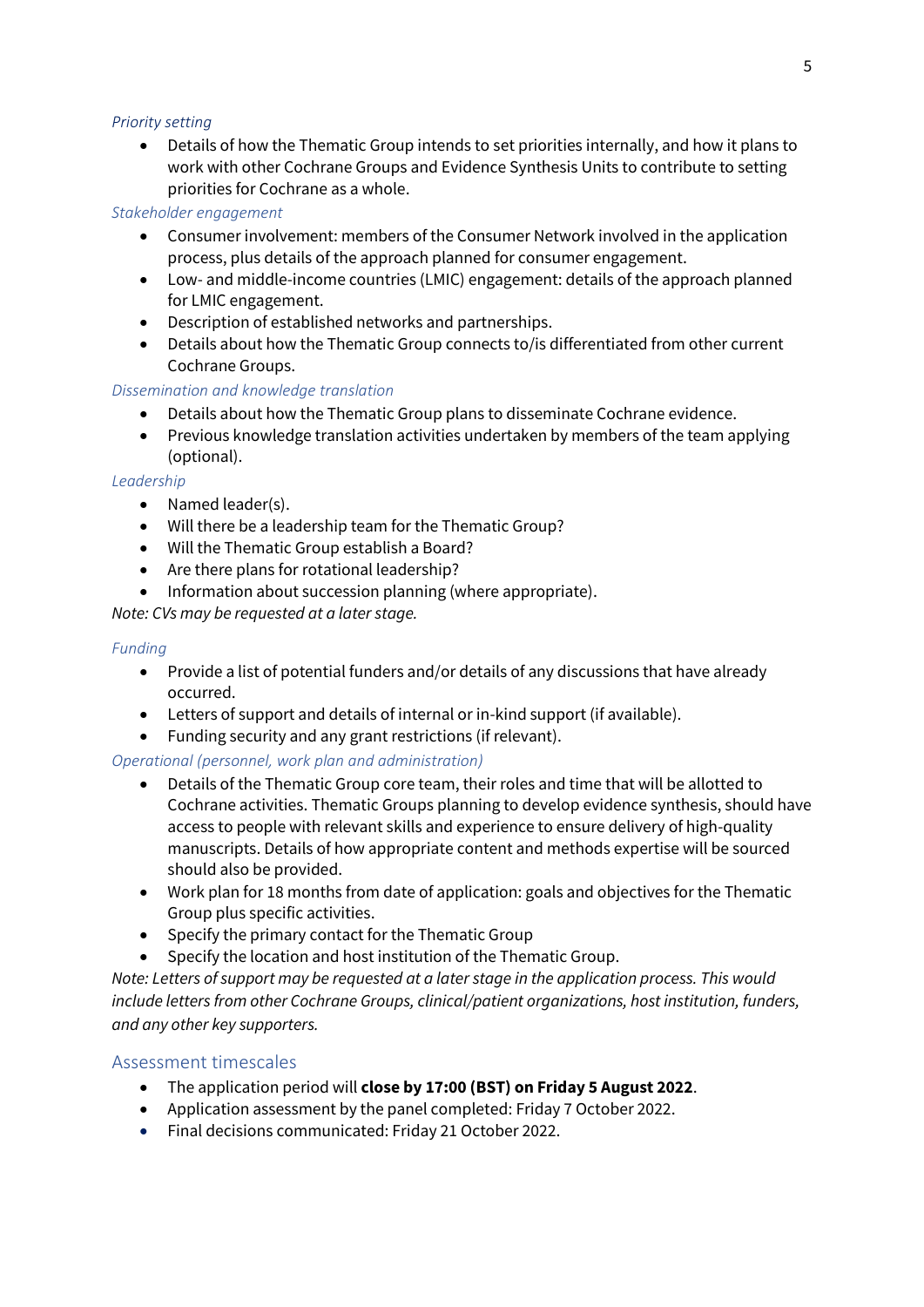*Priority setting*

- Details of how the Thematic Group intends to set priorities internally, and how it plans to work with other Cochrane Groups and Evidence Synthesis Units to contribute to setting priorities for Cochrane as a whole.

*Stakeholder engagement*

- Consumer involvement: members of the Consumer Network involved in the application process, plus details of the approach planned for consumer engagement.
- Low- and middle-income countries (LMIC) engagement: details of the approach planned for LMIC engagement.
- Description of established networks and partnerships.
- Details about how the Thematic Group connects to/is differentiated from other current Cochrane Groups.

*Dissemination and knowledge translation*

- Details about how the Thematic Group plans to disseminate Cochrane evidence.
- Previous knowledge translation activities undertaken by members of the team applying (optional).

*Leadership*

- Named leader(s).
- Will there be a leadership team for the Thematic Group?
- Will the Thematic Group establish a Board?
- Are there plans for rotational leadership?
- Information about succession planning (where appropriate).

*Note: CVs may be requested at a later stage.*

*Funding*

- Provide a list of potential funders and/or details of any discussions that have already occurred.
- Letters of support and details of internal or in-kind support (if available).
- Funding security and any grant restrictions (if relevant).

*Operational (personnel, work plan and administration)*

- Details of the Thematic Group core team, their roles and time that will be allotted to Cochrane activities. Thematic Groups planning to develop evidence synthesis, should have access to people with relevant skills and experience to ensure delivery of high-quality manuscripts. Details of how appropriate content and methods expertise will be sourced should also be provided.
- Work plan for 18 months from date of application: goals and objectives for the Thematic Group plus specific activities.
- Specify the primary contact for the Thematic Group
- Specify the location and host institution of the Thematic Group.

*Note: Letters of support may be requested at a later stage in the application process. This would include letters from other Cochrane Groups, clinical/patient organizations, host institution, funders, and any other key supporters.*

## Assessment timescales

- The application period will **close by 17:00 (BST) on Friday 5 August 2022**.
- Application assessment by the panel completed: Friday 7 October 2022.
- Final decisions communicated: Friday 21 October 2022.